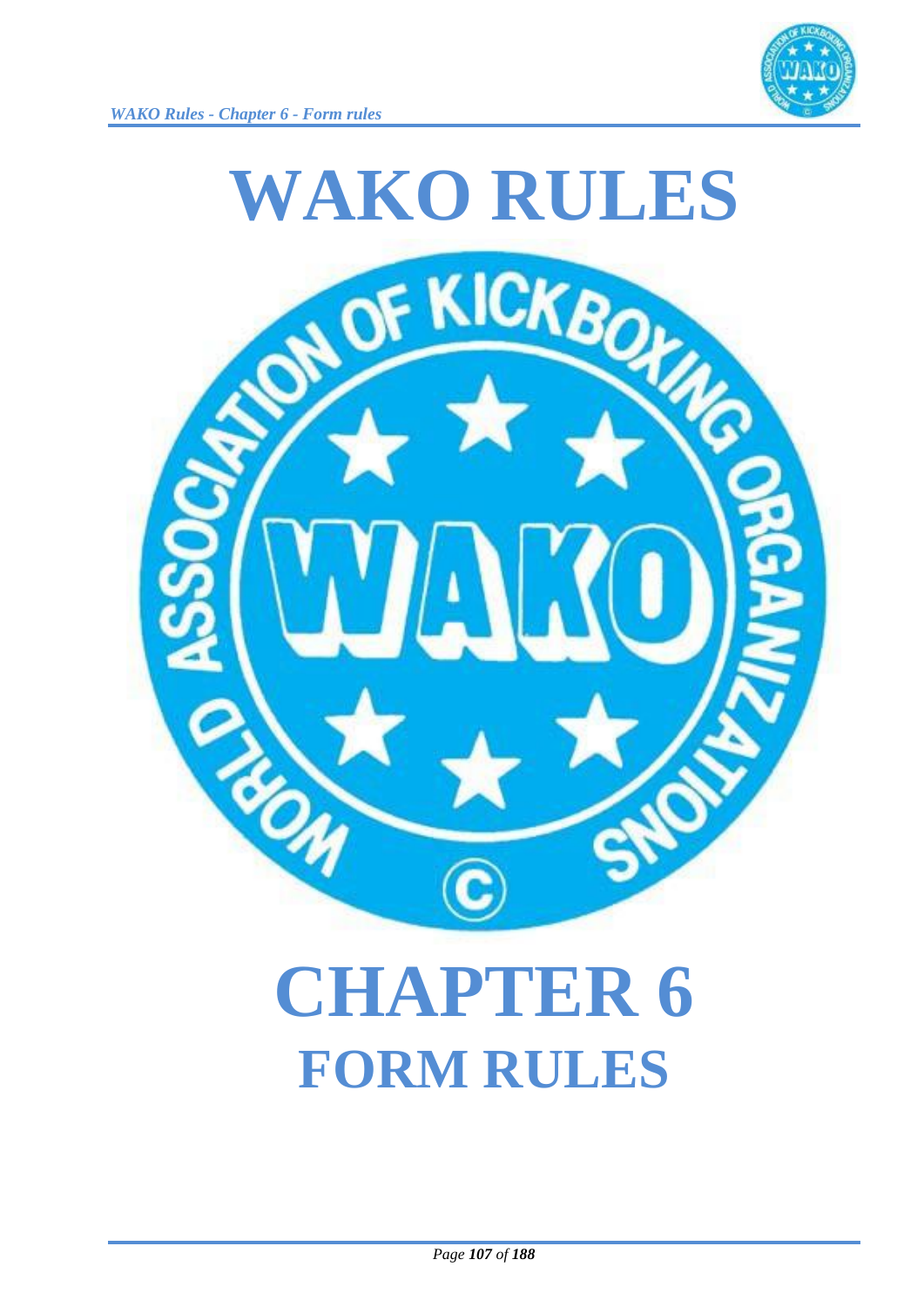# WAKO RULES

# CHAPTER 6
## FORM RULES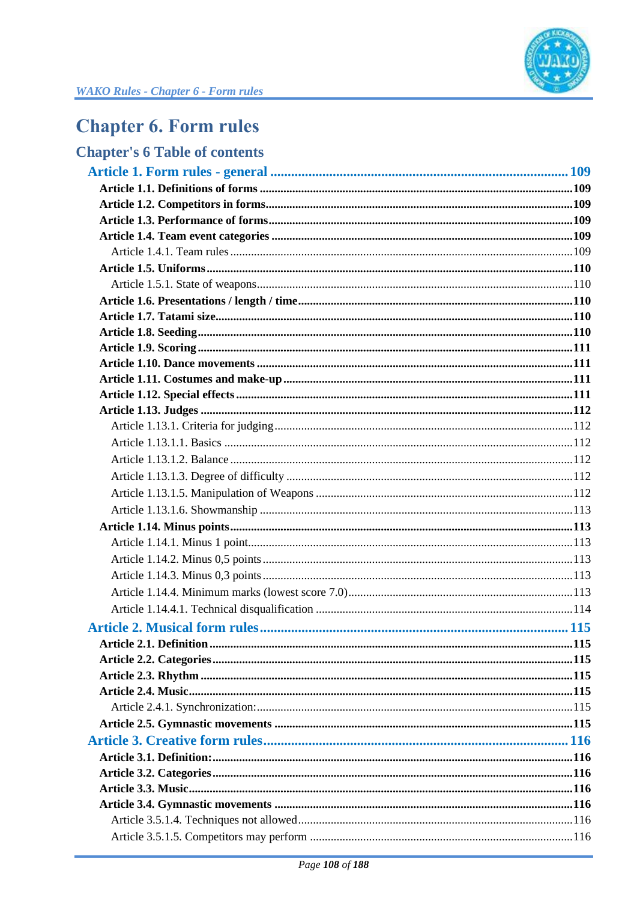# Chapter 6. Form rules

## Chapter's 6 Table of contents

**Article 1. Form rules - general ........................................................................ 109**

**Article 1.1. Definitions of forms ........................................................................109**

**Article 1.2. Competitors in forms........................................................................109**

**Article 1.3. Performance of forms........................................................................109**

**Article 1.4. Team event categories ........................................................................109**

Article 1.4.1. Team rules ........................................................................109

**Article 1.5. Uniforms ........................................................................110**

Article 1.5.1. State of weapons........................................................................110

**Article 1.6. Presentations / length / time........................................................................110**

**Article 1.7. Tatami size........................................................................110**

**Article 1.8. Seeding........................................................................110**

**Article 1.9. Scoring ........................................................................111**

**Article 1.10. Dance movements ........................................................................111**

**Article 1.11. Costumes and make-up........................................................................111**

**Article 1.12. Special effects ........................................................................111**

**Article 1.13. Judges ........................................................................112**

Article 1.13.1. Criteria for judging........................................................................112

Article 1.13.1.1. Basics ........................................................................112

Article 1.13.1.2. Balance ........................................................................112

Article 1.13.1.3. Degree of difficulty ........................................................................112

Article 1.13.1.5. Manipulation of Weapons ........................................................................112

Article 1.13.1.6. Showmanship ........................................................................113

**Article 1.14. Minus points........................................................................113**

Article 1.14.1. Minus 1 point........................................................................113

Article 1.14.2. Minus 0,5 points ........................................................................113

Article 1.14.3. Minus 0,3 points ........................................................................113

Article 1.14.4. Minimum marks (lowest score 7.0)........................................................................113

Article 1.14.4.1. Technical disqualification ........................................................................114

**Article 2. Musical form rules........................................................................ 115**

**Article 2.1. Definition ........................................................................115**

**Article 2.2. Categories........................................................................115**

**Article 2.3. Rhythm ........................................................................115**

**Article 2.4. Music........................................................................115**

Article 2.4.1. Synchronization:........................................................................115

**Article 2.5. Gymnastic movements ........................................................................115**

**Article 3. Creative form rules........................................................................ 116**

**Article 3.1. Definition:........................................................................116**

**Article 3.2. Categories........................................................................116**

**Article 3.3. Music........................................................................116**

**Article 3.4. Gymnastic movements ........................................................................116**

Article 3.5.1.4. Techniques not allowed........................................................................116

Article 3.5.1.5. Competitors may perform ........................................................................116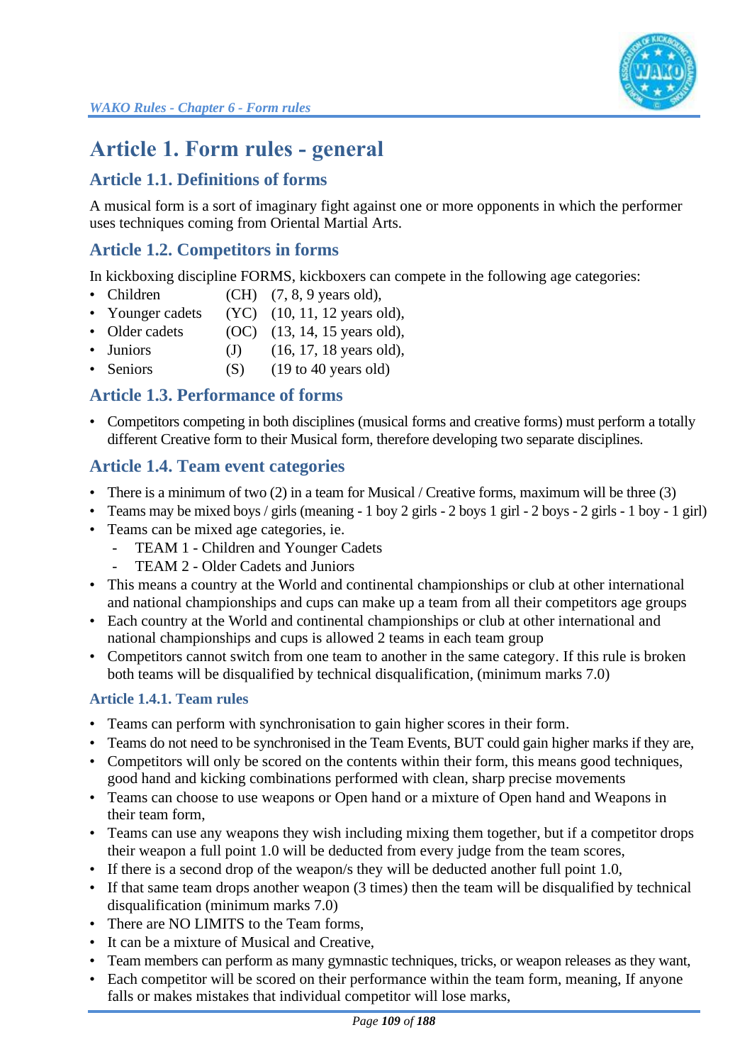# Article 1. Form rules - general

## Article 1.1. Definitions of forms

A musical form is a sort of imaginary fight against one or more opponents in which the performer uses techniques coming from Oriental Martial Arts.

## Article 1.2. Competitors in forms

In kickboxing discipline FORMS, kickboxers can compete in the following age categories:

- Children (CH) (7, 8, 9 years old),
- Younger cadets (YC) (10, 11, 12 years old),
- Older cadets (OC) (13, 14, 15 years old),
- Juniors (J) (16, 17, 18 years old),
- Seniors (S) (19 to 40 years old)

## Article 1.3. Performance of forms

- Competitors competing in both disciplines (musical forms and creative forms) must perform a totally different Creative form to their Musical form, therefore developing two separate disciplines.

## Article 1.4. Team event categories

- There is a minimum of two (2) in a team for Musical / Creative forms, maximum will be three (3)
- Teams may be mixed boys / girls (meaning - 1 boy 2 girls - 2 boys 1 girl - 2 boys - 2 girls - 1 boy - 1 girl)
- Teams can be mixed age categories, ie.
  - TEAM 1 - Children and Younger Cadets
  - TEAM 2 - Older Cadets and Juniors
- This means a country at the World and continental championships or club at other international and national championships and cups can make up a team from all their competitors age groups
- Each country at the World and continental championships or club at other international and national championships and cups is allowed 2 teams in each team group
- Competitors cannot switch from one team to another in the same category. If this rule is broken both teams will be disqualified by technical disqualification, (minimum marks 7.0)

### Article 1.4.1. Team rules

- Teams can perform with synchronisation to gain higher scores in their form.
- Teams do not need to be synchronised in the Team Events, BUT could gain higher marks if they are,
- Competitors will only be scored on the contents within their form, this means good techniques, good hand and kicking combinations performed with clean, sharp precise movements
- Teams can choose to use weapons or Open hand or a mixture of Open hand and Weapons in their team form,
- Teams can use any weapons they wish including mixing them together, but if a competitor drops their weapon a full point 1.0 will be deducted from every judge from the team scores,
- If there is a second drop of the weapon/s they will be deducted another full point 1.0,
- If that same team drops another weapon (3 times) then the team will be disqualified by technical disqualification (minimum marks 7.0)
- There are NO LIMITS to the Team forms,
- It can be a mixture of Musical and Creative,
- Team members can perform as many gymnastic techniques, tricks, or weapon releases as they want,
- Each competitor will be scored on their performance within the team form, meaning, If anyone falls or makes mistakes that individual competitor will lose marks,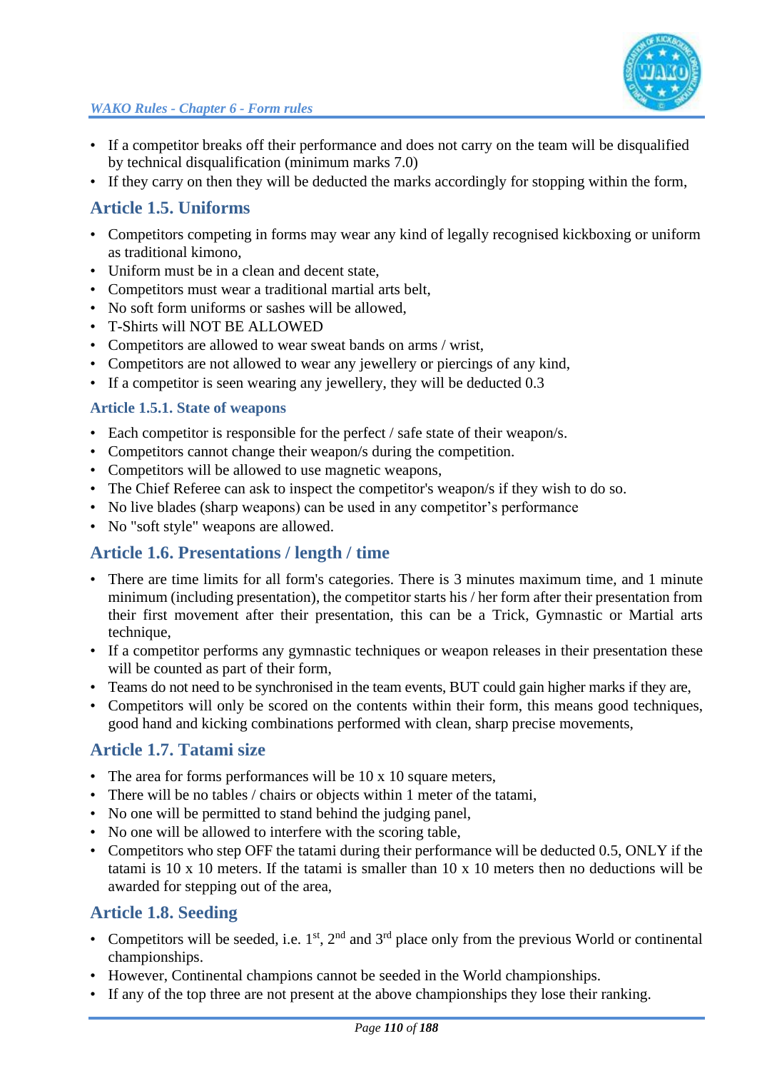- If a competitor breaks off their performance and does not carry on the team will be disqualified by technical disqualification (minimum marks 7.0)
- If they carry on then they will be deducted the marks accordingly for stopping within the form,

## Article 1.5. Uniforms

- Competitors competing in forms may wear any kind of legally recognised kickboxing or uniform as traditional kimono,
- Uniform must be in a clean and decent state,
- Competitors must wear a traditional martial arts belt,
- No soft form uniforms or sashes will be allowed,
- T-Shirts will NOT BE ALLOWED
- Competitors are allowed to wear sweat bands on arms / wrist,
- Competitors are not allowed to wear any jewellery or piercings of any kind,
- If a competitor is seen wearing any jewellery, they will be deducted 0.3

### Article 1.5.1. State of weapons

- Each competitor is responsible for the perfect / safe state of their weapon/s.
- Competitors cannot change their weapon/s during the competition.
- Competitors will be allowed to use magnetic weapons,
- The Chief Referee can ask to inspect the competitor's weapon/s if they wish to do so.
- No live blades (sharp weapons) can be used in any competitor's performance
- No "soft style" weapons are allowed.

## Article 1.6. Presentations / length / time

- There are time limits for all form's categories. There is 3 minutes maximum time, and 1 minute minimum (including presentation), the competitor starts his / her form after their presentation from their first movement after their presentation, this can be a Trick, Gymnastic or Martial arts technique,
- If a competitor performs any gymnastic techniques or weapon releases in their presentation these will be counted as part of their form,
- Teams do not need to be synchronised in the team events, BUT could gain higher marks if they are,
- Competitors will only be scored on the contents within their form, this means good techniques, good hand and kicking combinations performed with clean, sharp precise movements,

## Article 1.7. Tatami size

- The area for forms performances will be 10 x 10 square meters,
- There will be no tables / chairs or objects within 1 meter of the tatami,
- No one will be permitted to stand behind the judging panel,
- No one will be allowed to interfere with the scoring table,
- Competitors who step OFF the tatami during their performance will be deducted 0.5, ONLY if the tatami is 10 x 10 meters. If the tatami is smaller than 10 x 10 meters then no deductions will be awarded for stepping out of the area,

## Article 1.8. Seeding

- Competitors will be seeded, i.e. 1st, 2nd and 3rd place only from the previous World or continental championships.
- However, Continental champions cannot be seeded in the World championships.
- If any of the top three are not present at the above championships they lose their ranking.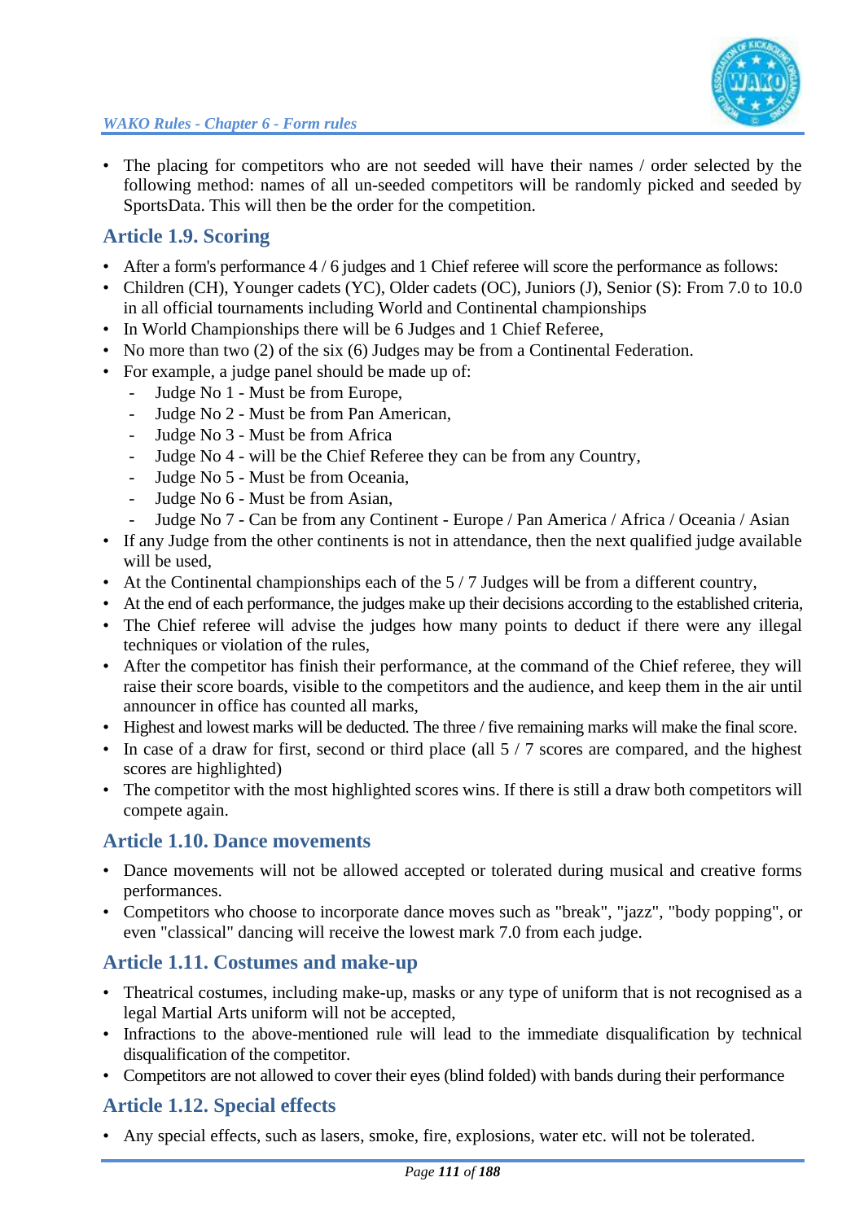- The placing for competitors who are not seeded will have their names / order selected by the following method: names of all un-seeded competitors will be randomly picked and seeded by SportsData. This will then be the order for the competition.

## Article 1.9. Scoring

- After a form's performance 4 / 6 judges and 1 Chief referee will score the performance as follows:
- Children (CH), Younger cadets (YC), Older cadets (OC), Juniors (J), Senior (S): From 7.0 to 10.0 in all official tournaments including World and Continental championships
- In World Championships there will be 6 Judges and 1 Chief Referee,
- No more than two (2) of the six (6) Judges may be from a Continental Federation.
- For example, a judge panel should be made up of:
  - Judge No 1 - Must be from Europe,
  - Judge No 2 - Must be from Pan American,
  - Judge No 3 - Must be from Africa
  - Judge No 4 - will be the Chief Referee they can be from any Country,
  - Judge No 5 - Must be from Oceania,
  - Judge No 6 - Must be from Asian,
  - Judge No 7 - Can be from any Continent - Europe / Pan America / Africa / Oceania / Asian
- If any Judge from the other continents is not in attendance, then the next qualified judge available will be used,
- At the Continental championships each of the 5 / 7 Judges will be from a different country,
- At the end of each performance, the judges make up their decisions according to the established criteria,
- The Chief referee will advise the judges how many points to deduct if there were any illegal techniques or violation of the rules,
- After the competitor has finish their performance, at the command of the Chief referee, they will raise their score boards, visible to the competitors and the audience, and keep them in the air until announcer in office has counted all marks,
- Highest and lowest marks will be deducted. The three / five remaining marks will make the final score.
- In case of a draw for first, second or third place (all 5 / 7 scores are compared, and the highest scores are highlighted)
- The competitor with the most highlighted scores wins. If there is still a draw both competitors will compete again.

## Article 1.10. Dance movements

- Dance movements will not be allowed accepted or tolerated during musical and creative forms performances.
- Competitors who choose to incorporate dance moves such as "break", "jazz", "body popping", or even "classical" dancing will receive the lowest mark 7.0 from each judge.

## Article 1.11. Costumes and make-up

- Theatrical costumes, including make-up, masks or any type of uniform that is not recognised as a legal Martial Arts uniform will not be accepted,
- Infractions to the above-mentioned rule will lead to the immediate disqualification by technical disqualification of the competitor.
- Competitors are not allowed to cover their eyes (blind folded) with bands during their performance

## Article 1.12. Special effects

- Any special effects, such as lasers, smoke, fire, explosions, water etc. will not be tolerated.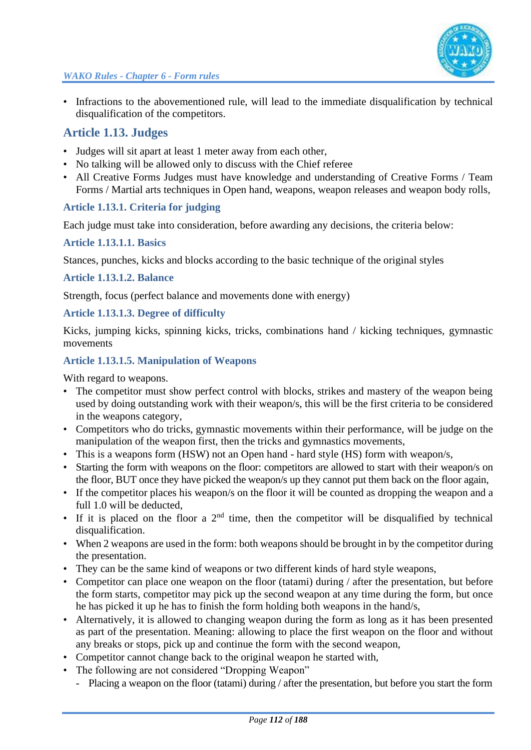- Infractions to the abovementioned rule, will lead to the immediate disqualification by technical disqualification of the competitors.

## Article 1.13. Judges

- Judges will sit apart at least 1 meter away from each other,
- No talking will be allowed only to discuss with the Chief referee
- All Creative Forms Judges must have knowledge and understanding of Creative Forms / Team Forms / Martial arts techniques in Open hand, weapons, weapon releases and weapon body rolls,

### Article 1.13.1. Criteria for judging

Each judge must take into consideration, before awarding any decisions, the criteria below:

#### Article 1.13.1.1. Basics

Stances, punches, kicks and blocks according to the basic technique of the original styles

#### Article 1.13.1.2. Balance

Strength, focus (perfect balance and movements done with energy)

#### Article 1.13.1.3. Degree of difficulty

Kicks, jumping kicks, spinning kicks, tricks, combinations hand / kicking techniques, gymnastic movements

#### Article 1.13.1.5. Manipulation of Weapons

With regard to weapons.

- The competitor must show perfect control with blocks, strikes and mastery of the weapon being used by doing outstanding work with their weapon/s, this will be the first criteria to be considered in the weapons category,
- Competitors who do tricks, gymnastic movements within their performance, will be judge on the manipulation of the weapon first, then the tricks and gymnastics movements,
- This is a weapons form (HSW) not an Open hand - hard style (HS) form with weapon/s,
- Starting the form with weapons on the floor: competitors are allowed to start with their weapon/s on the floor, BUT once they have picked the weapon/s up they cannot put them back on the floor again,
- If the competitor places his weapon/s on the floor it will be counted as dropping the weapon and a full 1.0 will be deducted,
- If it is placed on the floor a 2nd time, then the competitor will be disqualified by technical disqualification.
- When 2 weapons are used in the form: both weapons should be brought in by the competitor during the presentation.
- They can be the same kind of weapons or two different kinds of hard style weapons,
- Competitor can place one weapon on the floor (tatami) during / after the presentation, but before the form starts, competitor may pick up the second weapon at any time during the form, but once he has picked it up he has to finish the form holding both weapons in the hand/s,
- Alternatively, it is allowed to changing weapon during the form as long as it has been presented as part of the presentation. Meaning: allowing to place the first weapon on the floor and without any breaks or stops, pick up and continue the form with the second weapon,
- Competitor cannot change back to the original weapon he started with,
- The following are not considered "Dropping Weapon"
  - Placing a weapon on the floor (tatami) during / after the presentation, but before you start the form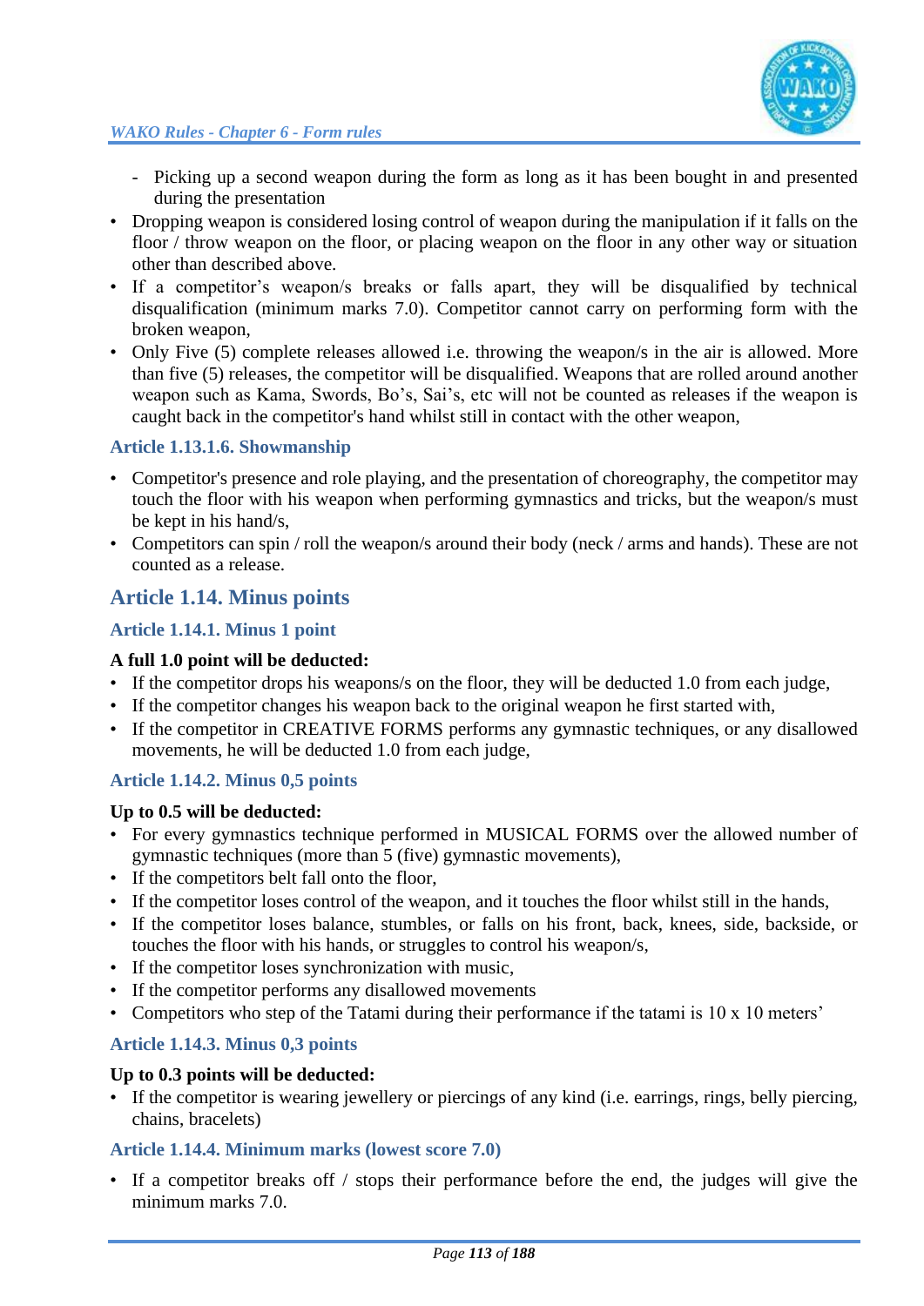- Picking up a second weapon during the form as long as it has been bought in and presented during the presentation

- Dropping weapon is considered losing control of weapon during the manipulation if it falls on the floor / throw weapon on the floor, or placing weapon on the floor in any other way or situation other than described above.
- If a competitor's weapon/s breaks or falls apart, they will be disqualified by technical disqualification (minimum marks 7.0). Competitor cannot carry on performing form with the broken weapon,
- Only Five (5) complete releases allowed i.e. throwing the weapon/s in the air is allowed. More than five (5) releases, the competitor will be disqualified. Weapons that are rolled around another weapon such as Kama, Swords, Bo's, Sai's, etc will not be counted as releases if the weapon is caught back in the competitor's hand whilst still in contact with the other weapon,

#### Article 1.13.1.6. Showmanship

- Competitor's presence and role playing, and the presentation of choreography, the competitor may touch the floor with his weapon when performing gymnastics and tricks, but the weapon/s must be kept in his hand/s,
- Competitors can spin / roll the weapon/s around their body (neck / arms and hands). These are not counted as a release.

## Article 1.14. Minus points

### Article 1.14.1. Minus 1 point

**A full 1.0 point will be deducted:**

- If the competitor drops his weapons/s on the floor, they will be deducted 1.0 from each judge,
- If the competitor changes his weapon back to the original weapon he first started with,
- If the competitor in CREATIVE FORMS performs any gymnastic techniques, or any disallowed movements, he will be deducted 1.0 from each judge,

### Article 1.14.2. Minus 0,5 points

**Up to 0.5 will be deducted:**

- For every gymnastics technique performed in MUSICAL FORMS over the allowed number of gymnastic techniques (more than 5 (five) gymnastic movements),
- If the competitors belt fall onto the floor,
- If the competitor loses control of the weapon, and it touches the floor whilst still in the hands,
- If the competitor loses balance, stumbles, or falls on his front, back, knees, side, backside, or touches the floor with his hands, or struggles to control his weapon/s,
- If the competitor loses synchronization with music,
- If the competitor performs any disallowed movements
- Competitors who step of the Tatami during their performance if the tatami is 10 x 10 meters'

### Article 1.14.3. Minus 0,3 points

**Up to 0.3 points will be deducted:**

- If the competitor is wearing jewellery or piercings of any kind (i.e. earrings, rings, belly piercing, chains, bracelets)

### Article 1.14.4. Minimum marks (lowest score 7.0)

- If a competitor breaks off / stops their performance before the end, the judges will give the minimum marks 7.0.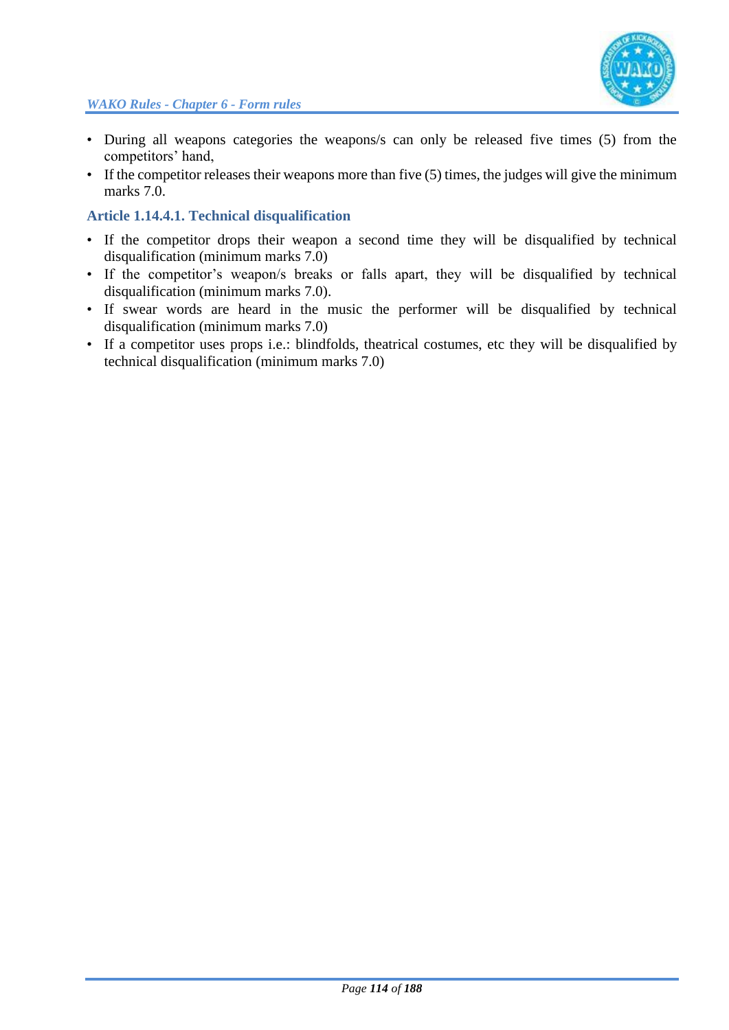- During all weapons categories the weapons/s can only be released five times (5) from the competitors' hand,
- If the competitor releases their weapons more than five (5) times, the judges will give the minimum marks 7.0.

### Article 1.14.4.1. Technical disqualification

- If the competitor drops their weapon a second time they will be disqualified by technical disqualification (minimum marks 7.0)
- If the competitor's weapon/s breaks or falls apart, they will be disqualified by technical disqualification (minimum marks 7.0).
- If swear words are heard in the music the performer will be disqualified by technical disqualification (minimum marks 7.0)
- If a competitor uses props i.e.: blindfolds, theatrical costumes, etc they will be disqualified by technical disqualification (minimum marks 7.0)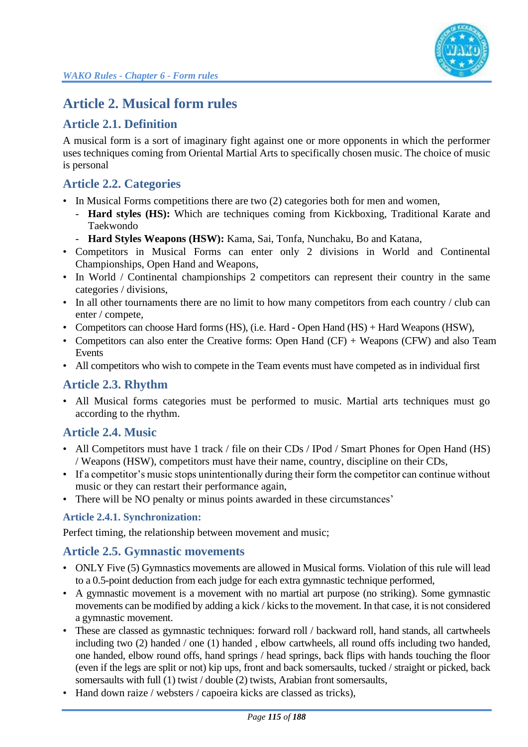# Article 2. Musical form rules

## Article 2.1. Definition

A musical form is a sort of imaginary fight against one or more opponents in which the performer uses techniques coming from Oriental Martial Arts to specifically chosen music. The choice of music is personal

## Article 2.2. Categories

- In Musical Forms competitions there are two (2) categories both for men and women,
  - **Hard styles (HS):** Which are techniques coming from Kickboxing, Traditional Karate and Taekwondo
  - **Hard Styles Weapons (HSW):** Kama, Sai, Tonfa, Nunchaku, Bo and Katana,
- Competitors in Musical Forms can enter only 2 divisions in World and Continental Championships, Open Hand and Weapons,
- In World / Continental championships 2 competitors can represent their country in the same categories / divisions,
- In all other tournaments there are no limit to how many competitors from each country / club can enter / compete,
- Competitors can choose Hard forms (HS), (i.e. Hard - Open Hand (HS) + Hard Weapons (HSW),
- Competitors can also enter the Creative forms: Open Hand (CF) + Weapons (CFW) and also Team Events
- All competitors who wish to compete in the Team events must have competed as in individual first

## Article 2.3. Rhythm

- All Musical forms categories must be performed to music. Martial arts techniques must go according to the rhythm.

## Article 2.4. Music

- All Competitors must have 1 track / file on their CDs / IPod / Smart Phones for Open Hand (HS) / Weapons (HSW), competitors must have their name, country, discipline on their CDs,
- If a competitor's music stops unintentionally during their form the competitor can continue without music or they can restart their performance again,
- There will be NO penalty or minus points awarded in these circumstances'

### Article 2.4.1. Synchronization:

Perfect timing, the relationship between movement and music;

## Article 2.5. Gymnastic movements

- ONLY Five (5) Gymnastics movements are allowed in Musical forms. Violation of this rule will lead to a 0.5-point deduction from each judge for each extra gymnastic technique performed,
- A gymnastic movement is a movement with no martial art purpose (no striking). Some gymnastic movements can be modified by adding a kick / kicks to the movement. In that case, it is not considered a gymnastic movement.
- These are classed as gymnastic techniques: forward roll / backward roll, hand stands, all cartwheels including two (2) handed / one (1) handed , elbow cartwheels, all round offs including two handed, one handed, elbow round offs, hand springs / head springs, back flips with hands touching the floor (even if the legs are split or not) kip ups, front and back somersaults, tucked / straight or picked, back somersaults with full (1) twist / double (2) twists, Arabian front somersaults,
- Hand down raize / websters / capoeira kicks are classed as tricks),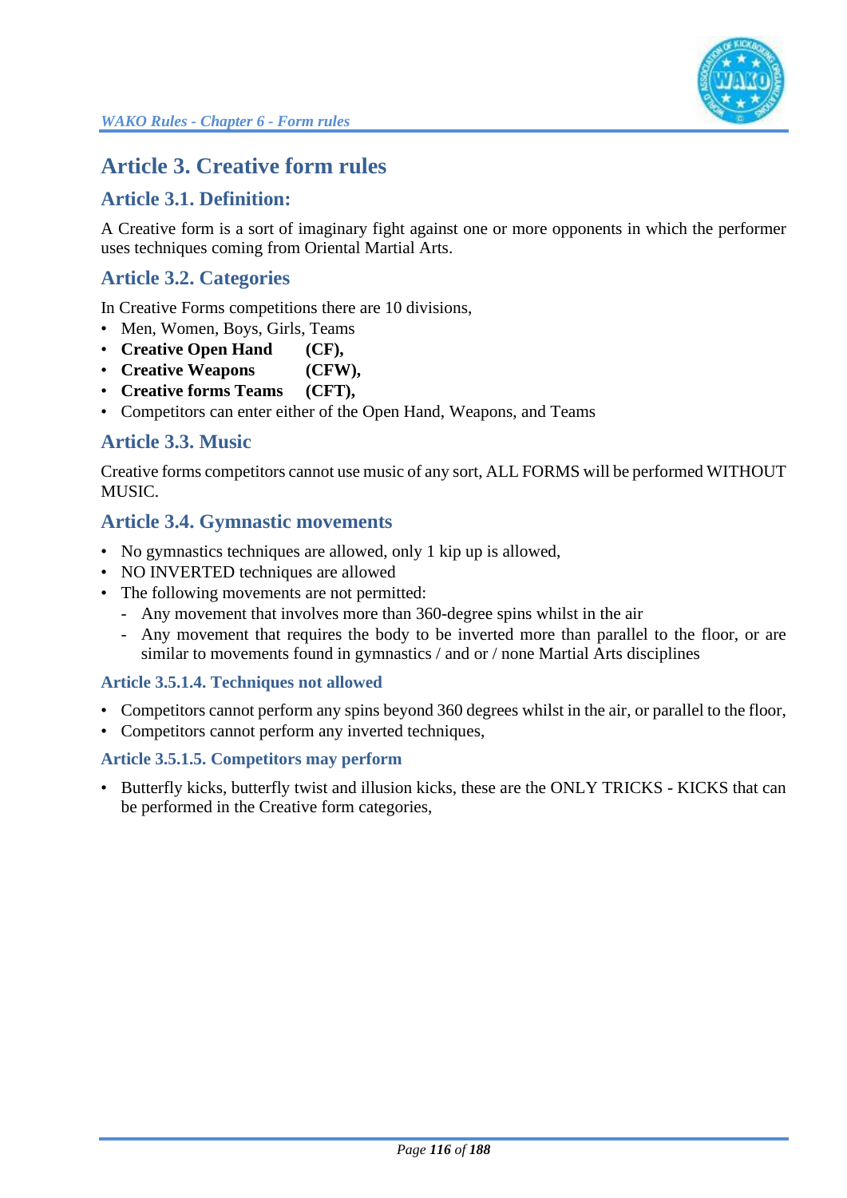# Article 3. Creative form rules

## Article 3.1. Definition:

A Creative form is a sort of imaginary fight against one or more opponents in which the performer uses techniques coming from Oriental Martial Arts.

## Article 3.2. Categories

In Creative Forms competitions there are 10 divisions,

- Men, Women, Boys, Girls, Teams
- **Creative Open Hand (CF),**
- **Creative Weapons (CFW),**
- **Creative forms Teams (CFT),**
- Competitors can enter either of the Open Hand, Weapons, and Teams

## Article 3.3. Music

Creative forms competitors cannot use music of any sort, ALL FORMS will be performed WITHOUT MUSIC.

## Article 3.4. Gymnastic movements

- No gymnastics techniques are allowed, only 1 kip up is allowed,
- NO INVERTED techniques are allowed
- The following movements are not permitted:
  - Any movement that involves more than 360-degree spins whilst in the air
  - Any movement that requires the body to be inverted more than parallel to the floor, or are similar to movements found in gymnastics / and or / none Martial Arts disciplines

### Article 3.5.1.4. Techniques not allowed

- Competitors cannot perform any spins beyond 360 degrees whilst in the air, or parallel to the floor,
- Competitors cannot perform any inverted techniques,

### Article 3.5.1.5. Competitors may perform

- Butterfly kicks, butterfly twist and illusion kicks, these are the ONLY TRICKS - KICKS that can be performed in the Creative form categories,